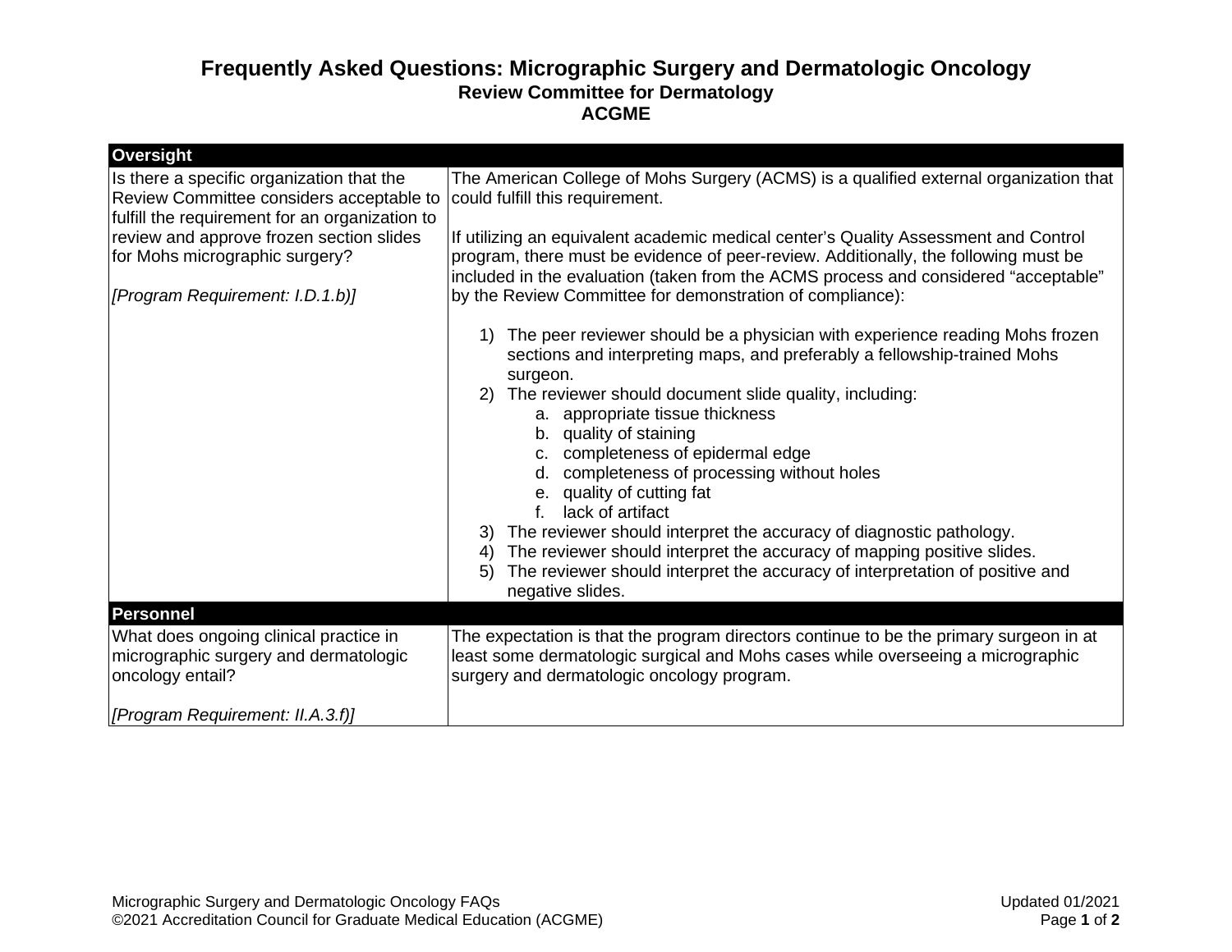# Frequently Asked Questions: Micrographic Surgery and Dermatologic Oncology

## Review Committee for Dermatology

## ACGME

| Oversight | |
|---|---|
| Is there a specific organization that the Review Committee considers acceptable to fulfill the requirement for an organization to review and approve frozen section slides for Mohs micrographic surgery?<br><br>*[Program Requirement: I.D.1.b)]* | The American College of Mohs Surgery (ACMS) is a qualified external organization that could fulfill this requirement.<br><br>If utilizing an equivalent academic medical center's Quality Assessment and Control program, there must be evidence of peer-review. Additionally, the following must be included in the evaluation (taken from the ACMS process and considered "acceptable" by the Review Committee for demonstration of compliance):<br><br>1) The peer reviewer should be a physician with experience reading Mohs frozen sections and interpreting maps, and preferably a fellowship-trained Mohs surgeon.<br>2) The reviewer should document slide quality, including:<br>&nbsp;&nbsp;&nbsp;&nbsp;a. appropriate tissue thickness<br>&nbsp;&nbsp;&nbsp;&nbsp;b. quality of staining<br>&nbsp;&nbsp;&nbsp;&nbsp;c. completeness of epidermal edge<br>&nbsp;&nbsp;&nbsp;&nbsp;d. completeness of processing without holes<br>&nbsp;&nbsp;&nbsp;&nbsp;e. quality of cutting fat<br>&nbsp;&nbsp;&nbsp;&nbsp;f. lack of artifact<br>3) The reviewer should interpret the accuracy of diagnostic pathology.<br>4) The reviewer should interpret the accuracy of mapping positive slides.<br>5) The reviewer should interpret the accuracy of interpretation of positive and negative slides. |
| **Personnel** | |
| What does ongoing clinical practice in micrographic surgery and dermatologic oncology entail?<br><br>*[Program Requirement: II.A.3.f)]* | The expectation is that the program directors continue to be the primary surgeon in at least some dermatologic surgical and Mohs cases while overseeing a micrographic surgery and dermatologic oncology program. |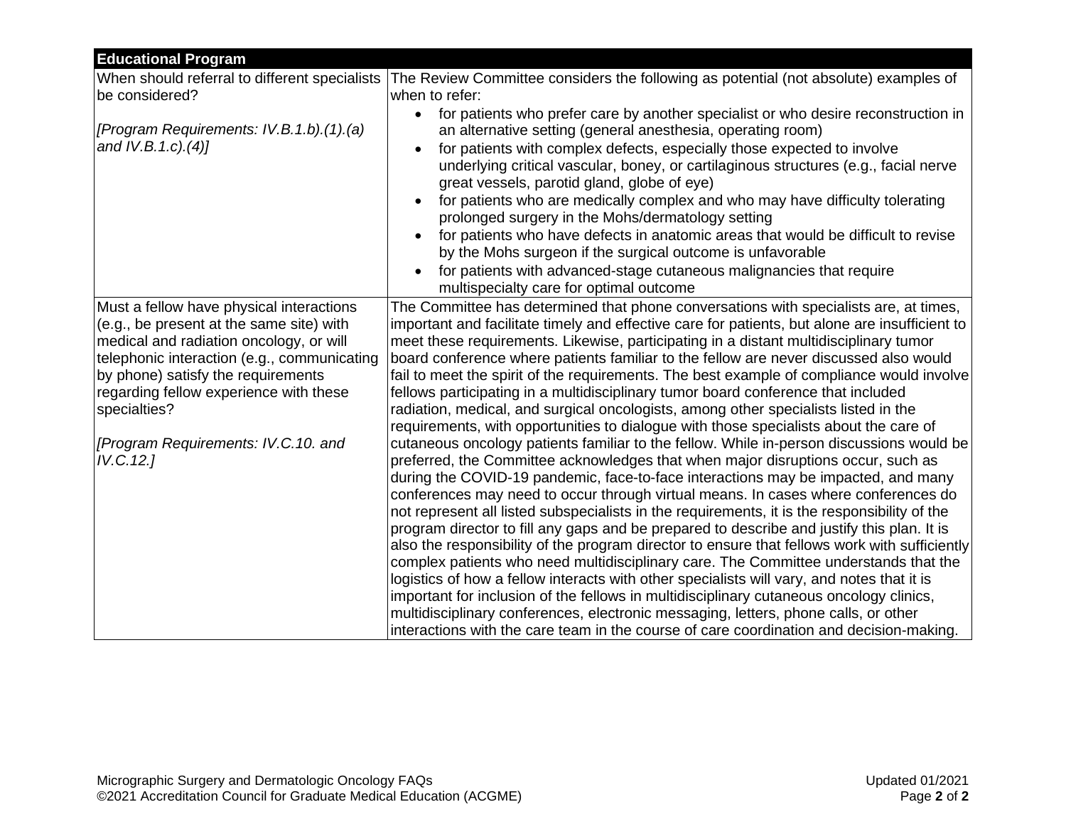| Educational Program | |
|---|---|
| When should referral to different specialists be considered?<br><br>*[Program Requirements: IV.B.1.b).(1).(a) and IV.B.1.c).(4)]* | The Review Committee considers the following as potential (not absolute) examples of when to refer:<br>• for patients who prefer care by another specialist or who desire reconstruction in an alternative setting (general anesthesia, operating room)<br>• for patients with complex defects, especially those expected to involve underlying critical vascular, boney, or cartilaginous structures (e.g., facial nerve great vessels, parotid gland, globe of eye)<br>• for patients who are medically complex and who may have difficulty tolerating prolonged surgery in the Mohs/dermatology setting<br>• for patients who have defects in anatomic areas that would be difficult to revise by the Mohs surgeon if the surgical outcome is unfavorable<br>• for patients with advanced-stage cutaneous malignancies that require multispecialty care for optimal outcome |
| Must a fellow have physical interactions (e.g., be present at the same site) with medical and radiation oncology, or will telephonic interaction (e.g., communicating by phone) satisfy the requirements regarding fellow experience with these specialties?<br><br>*[Program Requirements: IV.C.10. and IV.C.12.]* | The Committee has determined that phone conversations with specialists are, at times, important and facilitate timely and effective care for patients, but alone are insufficient to meet these requirements. Likewise, participating in a distant multidisciplinary tumor board conference where patients familiar to the fellow are never discussed also would fail to meet the spirit of the requirements. The best example of compliance would involve fellows participating in a multidisciplinary tumor board conference that included radiation, medical, and surgical oncologists, among other specialists listed in the requirements, with opportunities to dialogue with those specialists about the care of cutaneous oncology patients familiar to the fellow. While in-person discussions would be preferred, the Committee acknowledges that when major disruptions occur, such as during the COVID-19 pandemic, face-to-face interactions may be impacted, and many conferences may need to occur through virtual means. In cases where conferences do not represent all listed subspecialists in the requirements, it is the responsibility of the program director to fill any gaps and be prepared to describe and justify this plan. It is also the responsibility of the program director to ensure that fellows work with sufficiently complex patients who need multidisciplinary care. The Committee understands that the logistics of how a fellow interacts with other specialists will vary, and notes that it is important for inclusion of the fellows in multidisciplinary cutaneous oncology clinics, multidisciplinary conferences, electronic messaging, letters, phone calls, or other interactions with the care team in the course of care coordination and decision-making. |

Micrographic Surgery and Dermatologic Oncology FAQs
©2021 Accreditation Council for Graduate Medical Education (ACGME)

Updated 01/2021